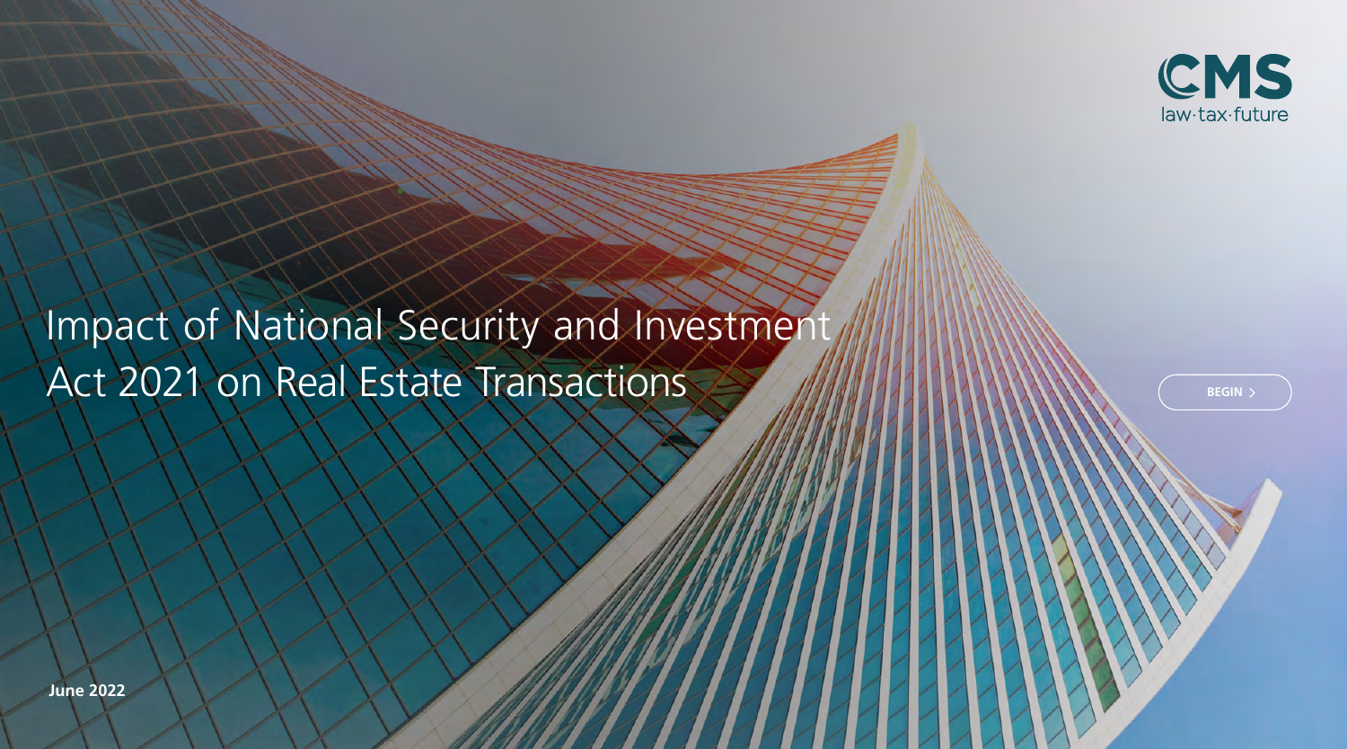CMS
law·tax·future

# Impact of National Security and Investment Act 2021 on Real Estate Transactions

BEGIN >

**June 2022**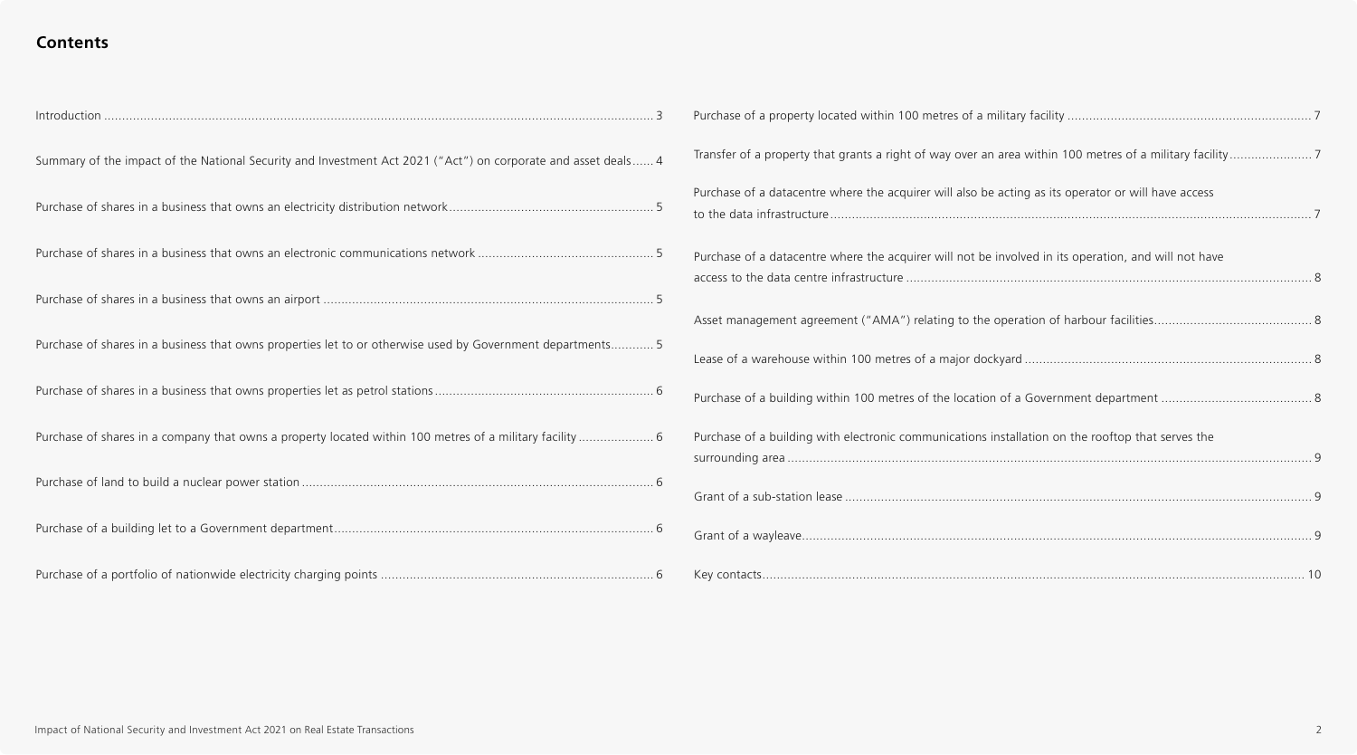## Contents

- Introduction ... 3
- Summary of the impact of the National Security and Investment Act 2021 ("Act") on corporate and asset deals ... 4
- Purchase of shares in a business that owns an electricity distribution network ... 5
- Purchase of shares in a business that owns an electronic communications network ... 5
- Purchase of shares in a business that owns an airport ... 5
- Purchase of shares in a business that owns properties let to or otherwise used by Government departments ... 5
- Purchase of shares in a business that owns properties let as petrol stations ... 6
- Purchase of shares in a company that owns a property located within 100 metres of a military facility ... 6
- Purchase of land to build a nuclear power station ... 6
- Purchase of a building let to a Government department ... 6
- Purchase of a portfolio of nationwide electricity charging points ... 6
- Purchase of a property located within 100 metres of a military facility ... 7
- Transfer of a property that grants a right of way over an area within 100 metres of a military facility ... 7
- Purchase of a datacentre where the acquirer will also be acting as its operator or will have access to the data infrastructure ... 7
- Purchase of a datacentre where the acquirer will not be involved in its operation, and will not have access to the data centre infrastructure ... 8
- Asset management agreement ("AMA") relating to the operation of harbour facilities ... 8
- Lease of a warehouse within 100 metres of a major dockyard ... 8
- Purchase of a building within 100 metres of the location of a Government department ... 8
- Purchase of a building with electronic communications installation on the rooftop that serves the surrounding area ... 9
- Grant of a sub-station lease ... 9
- Grant of a wayleave ... 9
- Key contacts ... 10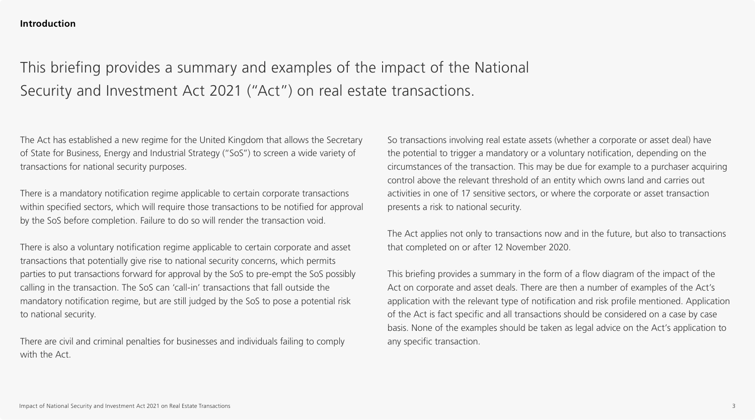**Introduction**

# This briefing provides a summary and examples of the impact of the National Security and Investment Act 2021 ("Act") on real estate transactions.

The Act has established a new regime for the United Kingdom that allows the Secretary of State for Business, Energy and Industrial Strategy ("SoS") to screen a wide variety of transactions for national security purposes.

There is a mandatory notification regime applicable to certain corporate transactions within specified sectors, which will require those transactions to be notified for approval by the SoS before completion. Failure to do so will render the transaction void.

There is also a voluntary notification regime applicable to certain corporate and asset transactions that potentially give rise to national security concerns, which permits parties to put transactions forward for approval by the SoS to pre-empt the SoS possibly calling in the transaction. The SoS can 'call-in' transactions that fall outside the mandatory notification regime, but are still judged by the SoS to pose a potential risk to national security.

There are civil and criminal penalties for businesses and individuals failing to comply with the Act.

So transactions involving real estate assets (whether a corporate or asset deal) have the potential to trigger a mandatory or a voluntary notification, depending on the circumstances of the transaction. This may be due for example to a purchaser acquiring control above the relevant threshold of an entity which owns land and carries out activities in one of 17 sensitive sectors, or where the corporate or asset transaction presents a risk to national security.

The Act applies not only to transactions now and in the future, but also to transactions that completed on or after 12 November 2020.

This briefing provides a summary in the form of a flow diagram of the impact of the Act on corporate and asset deals. There are then a number of examples of the Act's application with the relevant type of notification and risk profile mentioned. Application of the Act is fact specific and all transactions should be considered on a case by case basis. None of the examples should be taken as legal advice on the Act's application to any specific transaction.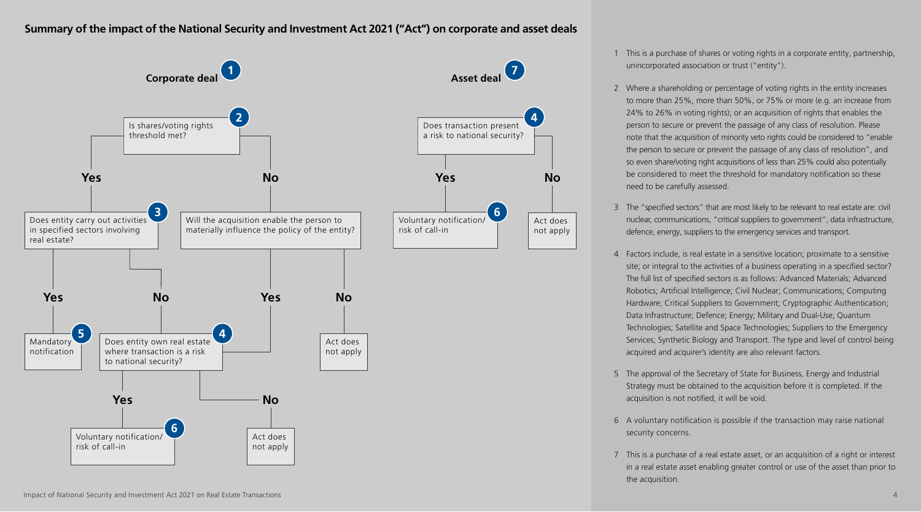## Summary of the impact of the National Security and Investment Act 2021 ("Act") on corporate and asset deals

**Corporate deal (1)**

- **(2) Is shares/voting rights threshold met?**
  - **Yes** → **(3) Does entity carry out activities in specified sectors involving real estate?**
    - **Yes** → **(5) Mandatory notification**
    - **No** → **(4) Does entity own real estate where transaction is a risk to national security?**
  - **No** → **Will the acquisition enable the person to materially influence the policy of the entity?**
    - **Yes** → **(4) Does entity own real estate where transaction is a risk to national security?**
    - **No** → Act does not apply

- **(4) Does entity own real estate where transaction is a risk to national security?**
  - **Yes** → **(6) Voluntary notification/ risk of call-in**
  - **No** → Act does not apply

**Asset deal (7)**

- **(4) Does transaction present a risk to national security?**
  - **Yes** → **(6) Voluntary notification/ risk of call-in**
  - **No** → Act does not apply

1. This is a purchase of shares or voting rights in a corporate entity, partnership, unincorporated association or trust ("entity").
2. Where a shareholding or percentage of voting rights in the entity increases to more than 25%, more than 50%, or 75% or more (e.g. an increase from 24% to 26% in voting rights); or an acquisition of rights that enables the person to secure or prevent the passage of any class of resolution. Please note that the acquisition of minority veto rights could be considered to "enable the person to secure or prevent the passage of any class of resolution", and so even share/voting right acquisitions of less than 25% could also potentially be considered to meet the threshold for mandatory notification so these need to be carefully assessed.
3. The "specified sectors" that are most likely to be relevant to real estate are: civil nuclear, communications, "critical suppliers to government", data infrastructure, defence, energy, suppliers to the emergency services and transport.
4. Factors include, is real estate in a sensitive location; proximate to a sensitive site; or integral to the activities of a business operating in a specified sector? The full list of specified sectors is as follows: Advanced Materials; Advanced Robotics; Artificial Intelligence; Civil Nuclear; Communications; Computing Hardware; Critical Suppliers to Government; Cryptographic Authentication; Data Infrastructure; Defence; Energy; Military and Dual-Use; Quantum Technologies; Satellite and Space Technologies; Suppliers to the Emergency Services; Synthetic Biology and Transport. The type and level of control being acquired and acquirer's identity are also relevant factors.
5. The approval of the Secretary of State for Business, Energy and Industrial Strategy must be obtained to the acquisition before it is completed. If the acquisition is not notified, it will be void.
6. A voluntary notification is possible if the transaction may raise national security concerns.
7. This is a purchase of a real estate asset, or an acquisition of a right or interest in a real estate asset enabling greater control or use of the asset than prior to the acquisition.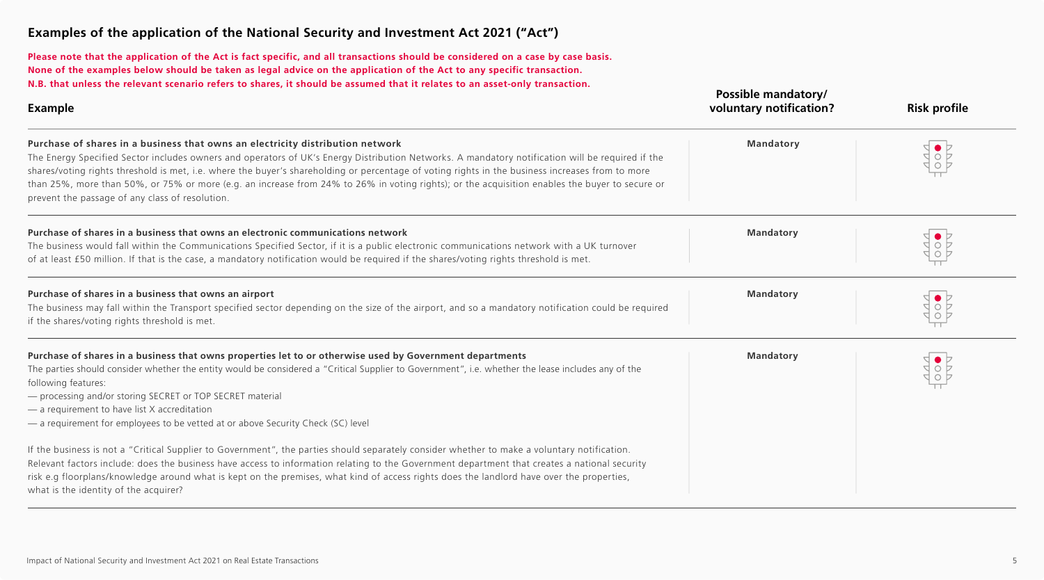## Examples of the application of the National Security and Investment Act 2021 ("Act")

**Please note that the application of the Act is fact specific, and all transactions should be considered on a case by case basis. None of the examples below should be taken as legal advice on the application of the Act to any specific transaction. N.B. that unless the relevant scenario refers to shares, it should be assumed that it relates to an asset-only transaction.**

| Example | Possible mandatory/ voluntary notification? | Risk profile |
|---|---|---|
| **Purchase of shares in a business that owns an electricity distribution network**<br>The Energy Specified Sector includes owners and operators of UK's Energy Distribution Networks. A mandatory notification will be required if the shares/voting rights threshold is met, i.e. where the buyer's shareholding or percentage of voting rights in the business increases from to more than 25%, more than 50%, or 75% or more (e.g. an increase from 24% to 26% in voting rights); or the acquisition enables the buyer to secure or prevent the passage of any class of resolution. | **Mandatory** | Red |
| **Purchase of shares in a business that owns an electronic communications network**<br>The business would fall within the Communications Specified Sector, if it is a public electronic communications network with a UK turnover of at least £50 million. If that is the case, a mandatory notification would be required if the shares/voting rights threshold is met. | **Mandatory** | Red |
| **Purchase of shares in a business that owns an airport**<br>The business may fall within the Transport specified sector depending on the size of the airport, and so a mandatory notification could be required if the shares/voting rights threshold is met. | **Mandatory** | Red |
| **Purchase of shares in a business that owns properties let to or otherwise used by Government departments**<br>The parties should consider whether the entity would be considered a "Critical Supplier to Government", i.e. whether the lease includes any of the following features:<br>— processing and/or storing SECRET or TOP SECRET material<br>— a requirement to have list X accreditation<br>— a requirement for employees to be vetted at or above Security Check (SC) level<br><br>If the business is not a "Critical Supplier to Government", the parties should separately consider whether to make a voluntary notification. Relevant factors include: does the business have access to information relating to the Government department that creates a national security risk e.g floorplans/knowledge around what is kept on the premises, what kind of access rights does the landlord have over the properties, what is the identity of the acquirer? | **Mandatory** | Red |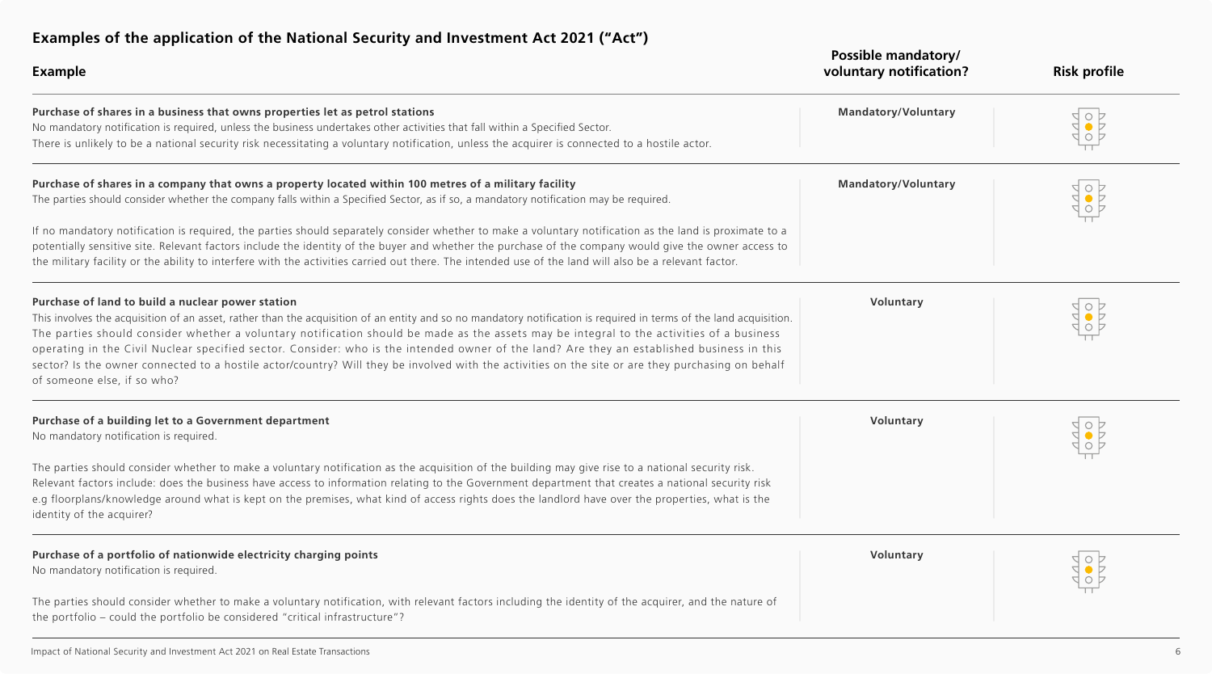## Examples of the application of the National Security and Investment Act 2021 ("Act")

| Example | Possible mandatory/ voluntary notification? | Risk profile |
|---|---|---|
| **Purchase of shares in a business that owns properties let as petrol stations**<br>No mandatory notification is required, unless the business undertakes other activities that fall within a Specified Sector.<br>There is unlikely to be a national security risk necessitating a voluntary notification, unless the acquirer is connected to a hostile actor. | **Mandatory/Voluntary** | |
| **Purchase of shares in a company that owns a property located within 100 metres of a military facility**<br>The parties should consider whether the company falls within a Specified Sector, as if so, a mandatory notification may be required.<br><br>If no mandatory notification is required, the parties should separately consider whether to make a voluntary notification as the land is proximate to a potentially sensitive site. Relevant factors include the identity of the buyer and whether the purchase of the company would give the owner access to the military facility or the ability to interfere with the activities carried out there. The intended use of the land will also be a relevant factor. | **Mandatory/Voluntary** | |
| **Purchase of land to build a nuclear power station**<br>This involves the acquisition of an asset, rather than the acquisition of an entity and so no mandatory notification is required in terms of the land acquisition. The parties should consider whether a voluntary notification should be made as the assets may be integral to the activities of a business operating in the Civil Nuclear specified sector. Consider: who is the intended owner of the land? Are they an established business in this sector? Is the owner connected to a hostile actor/country? Will they be involved with the activities on the site or are they purchasing on behalf of someone else, if so who? | **Voluntary** | |
| **Purchase of a building let to a Government department**<br>No mandatory notification is required.<br><br>The parties should consider whether to make a voluntary notification as the acquisition of the building may give rise to a national security risk. Relevant factors include: does the business have access to information relating to the Government department that creates a national security risk e.g floorplans/knowledge around what is kept on the premises, what kind of access rights does the landlord have over the properties, what is the identity of the acquirer? | **Voluntary** | |
| **Purchase of a portfolio of nationwide electricity charging points**<br>No mandatory notification is required.<br><br>The parties should consider whether to make a voluntary notification, with relevant factors including the identity of the acquirer, and the nature of the portfolio – could the portfolio be considered "critical infrastructure"? | **Voluntary** | |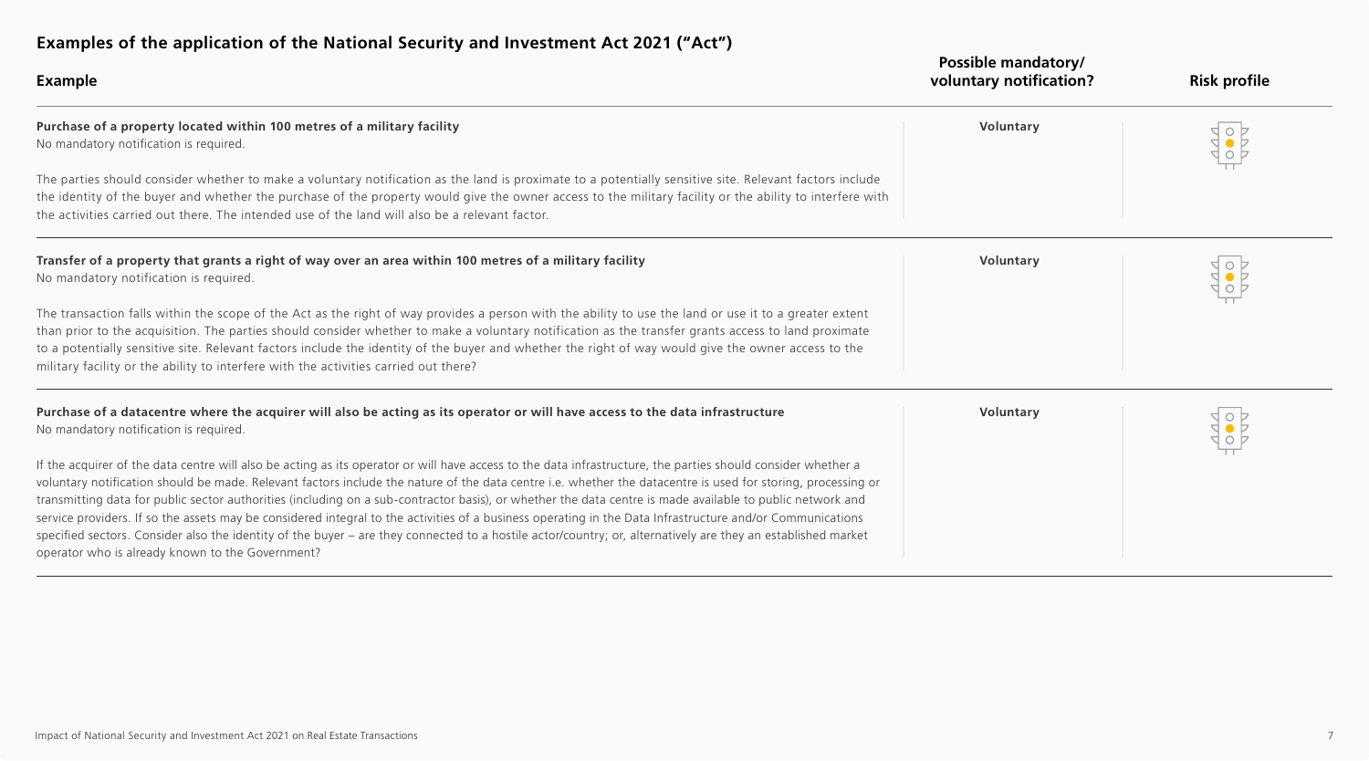## Examples of the application of the National Security and Investment Act 2021 ("Act")

| Example | Possible mandatory/ voluntary notification? | Risk profile |
| --- | --- | --- |
| **Purchase of a property located within 100 metres of a military facility**<br>No mandatory notification is required.<br><br>The parties should consider whether to make a voluntary notification as the land is proximate to a potentially sensitive site. Relevant factors include the identity of the buyer and whether the purchase of the property would give the owner access to the military facility or the ability to interfere with the activities carried out there. The intended use of the land will also be a relevant factor. | **Voluntary** | Amber |
| **Transfer of a property that grants a right of way over an area within 100 metres of a military facility**<br>No mandatory notification is required.<br><br>The transaction falls within the scope of the Act as the right of way provides a person with the ability to use the land or use it to a greater extent than prior to the acquisition. The parties should consider whether to make a voluntary notification as the transfer grants access to land proximate to a potentially sensitive site. Relevant factors include the identity of the buyer and whether the right of way would give the owner access to the military facility or the ability to interfere with the activities carried out there? | **Voluntary** | Amber |
| **Purchase of a datacentre where the acquirer will also be acting as its operator or will have access to the data infrastructure**<br>No mandatory notification is required.<br><br>If the acquirer of the data centre will also be acting as its operator or will have access to the data infrastructure, the parties should consider whether a voluntary notification should be made. Relevant factors include the nature of the data centre i.e. whether the datacentre is used for storing, processing or transmitting data for public sector authorities (including on a sub-contractor basis), or whether the data centre is made available to public network and service providers. If so the assets may be considered integral to the activities of a business operating in the Data Infrastructure and/or Communications specified sectors. Consider also the identity of the buyer – are they connected to a hostile actor/country; or, alternatively are they an established market operator who is already known to the Government? | **Voluntary** | Amber |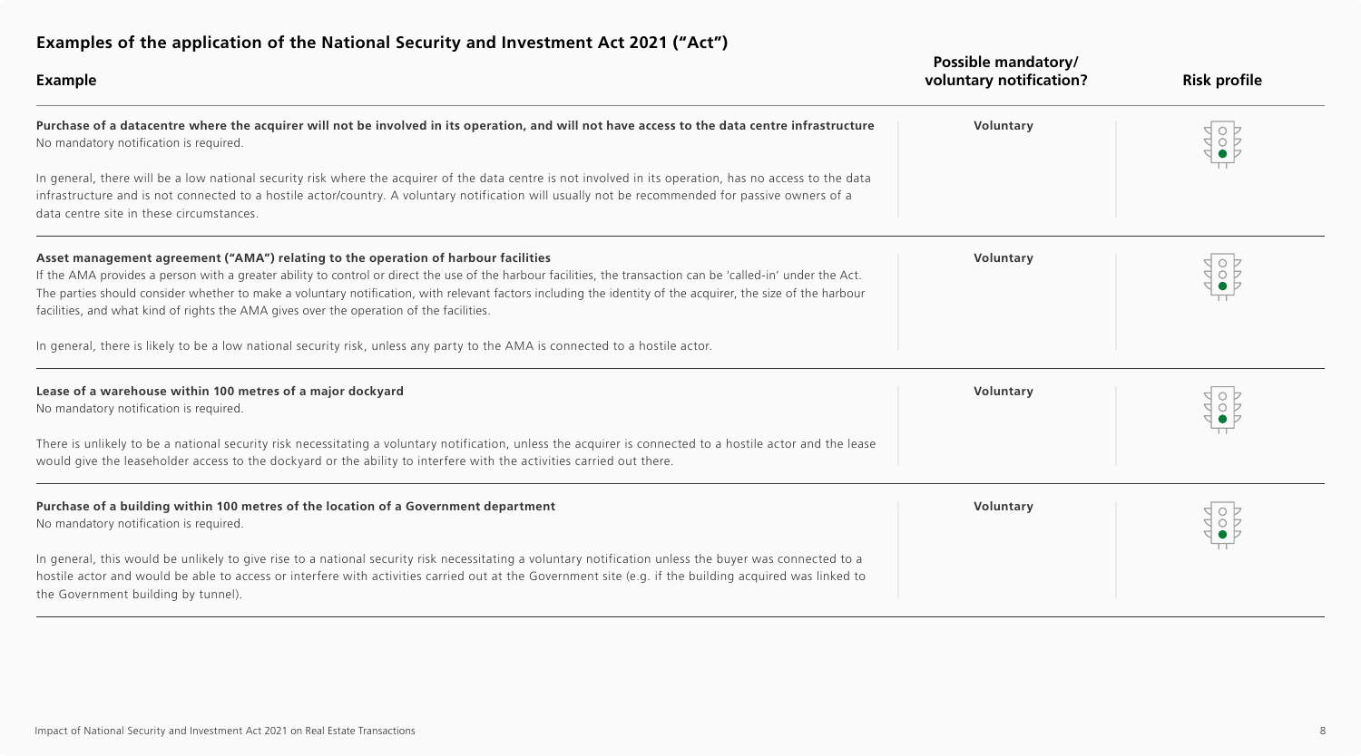## Examples of the application of the National Security and Investment Act 2021 ("Act")

| Example | Possible mandatory/ voluntary notification? | Risk profile |
|---|---|---|
| **Purchase of a datacentre where the acquirer will not be involved in its operation, and will not have access to the data centre infrastructure**<br>No mandatory notification is required.<br><br>In general, there will be a low national security risk where the acquirer of the data centre is not involved in its operation, has no access to the data infrastructure and is not connected to a hostile actor/country. A voluntary notification will usually not be recommended for passive owners of a data centre site in these circumstances. | **Voluntary** | Green |
| **Asset management agreement ("AMA") relating to the operation of harbour facilities**<br>If the AMA provides a person with a greater ability to control or direct the use of the harbour facilities, the transaction can be 'called-in' under the Act. The parties should consider whether to make a voluntary notification, with relevant factors including the identity of the acquirer, the size of the harbour facilities, and what kind of rights the AMA gives over the operation of the facilities.<br><br>In general, there is likely to be a low national security risk, unless any party to the AMA is connected to a hostile actor. | **Voluntary** | Green |
| **Lease of a warehouse within 100 metres of a major dockyard**<br>No mandatory notification is required.<br><br>There is unlikely to be a national security risk necessitating a voluntary notification, unless the acquirer is connected to a hostile actor and the lease would give the leaseholder access to the dockyard or the ability to interfere with the activities carried out there. | **Voluntary** | Green |
| **Purchase of a building within 100 metres of the location of a Government department**<br>No mandatory notification is required.<br><br>In general, this would be unlikely to give rise to a national security risk necessitating a voluntary notification unless the buyer was connected to a hostile actor and would be able to access or interfere with activities carried out at the Government site (e.g. if the building acquired was linked to the Government building by tunnel). | **Voluntary** | Green |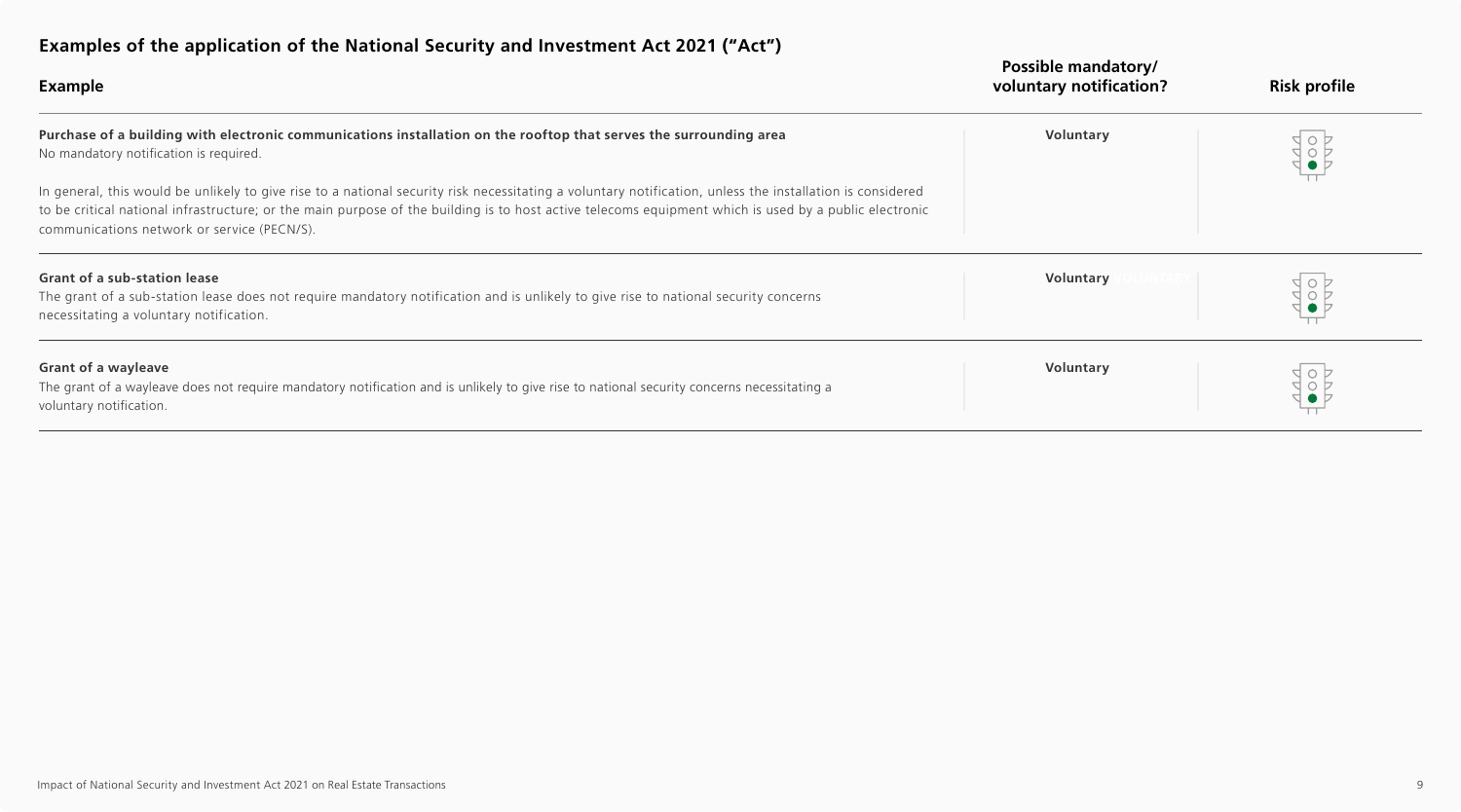## Examples of the application of the National Security and Investment Act 2021 ("Act")

| Example | Possible mandatory/ voluntary notification? | Risk profile |
| --- | --- | --- |
| **Purchase of a building with electronic communications installation on the rooftop that serves the surrounding area**<br>No mandatory notification is required.<br><br>In general, this would be unlikely to give rise to a national security risk necessitating a voluntary notification, unless the installation is considered to be critical national infrastructure; or the main purpose of the building is to host active telecoms equipment which is used by a public electronic communications network or service (PECN/S). | **Voluntary** | Green |
| **Grant of a sub-station lease**<br>The grant of a sub-station lease does not require mandatory notification and is unlikely to give rise to national security concerns necessitating a voluntary notification. | **Voluntary** | Green |
| **Grant of a wayleave**<br>The grant of a wayleave does not require mandatory notification and is unlikely to give rise to national security concerns necessitating a voluntary notification. | **Voluntary** | Green |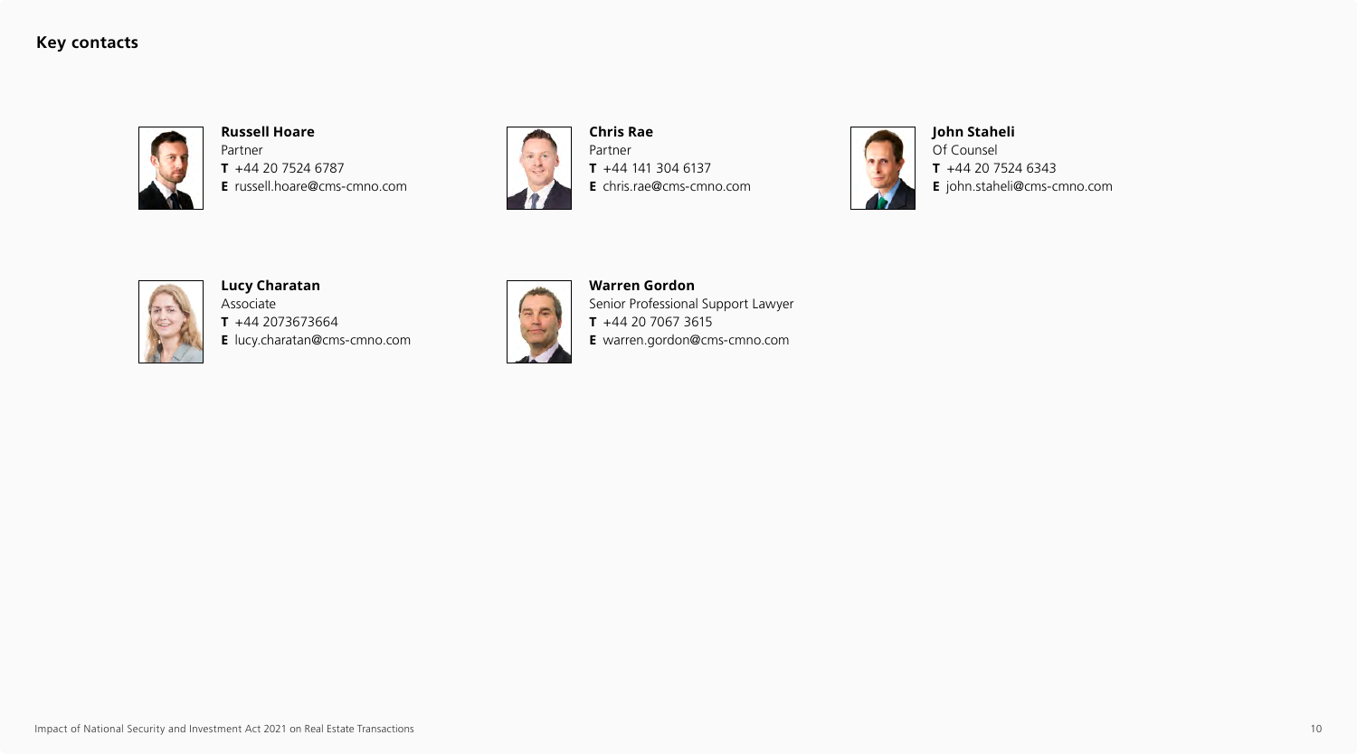## Key contacts

**Russell Hoare**
Partner
**T** +44 20 7524 6787
**E** russell.hoare@cms-cmno.com

**Chris Rae**
Partner
**T** +44 141 304 6137
**E** chris.rae@cms-cmno.com

**John Staheli**
Of Counsel
**T** +44 20 7524 6343
**E** john.staheli@cms-cmno.com

**Lucy Charatan**
Associate
**T** +44 2073673664
**E** lucy.charatan@cms-cmno.com

**Warren Gordon**
Senior Professional Support Lawyer
**T** +44 20 7067 3615
**E** warren.gordon@cms-cmno.com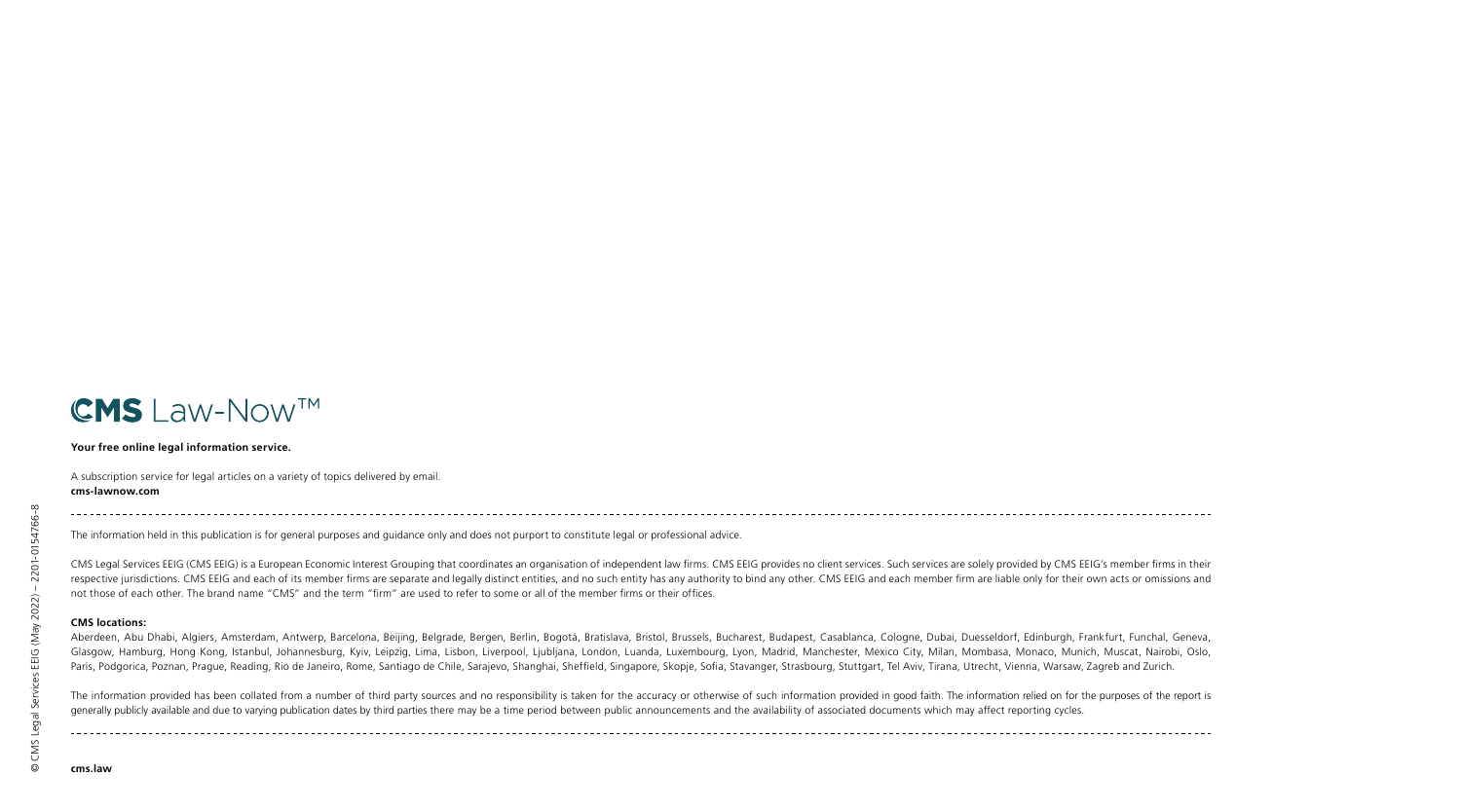# CMS Law-Now™

**Your free online legal information service.**

A subscription service for legal articles on a variety of topics delivered by email.
**cms-lawnow.com**

---

The information held in this publication is for general purposes and guidance only and does not purport to constitute legal or professional advice.

CMS Legal Services EEIG (CMS EEIG) is a European Economic Interest Grouping that coordinates an organisation of independent law firms. CMS EEIG provides no client services. Such services are solely provided by CMS EEIG's member firms in their respective jurisdictions. CMS EEIG and each of its member firms are separate and legally distinct entities, and no such entity has any authority to bind any other. CMS EEIG and each member firm are liable only for their own acts or omissions and not those of each other. The brand name "CMS" and the term "firm" are used to refer to some or all of the member firms or their offices.

**CMS locations:**
Aberdeen, Abu Dhabi, Algiers, Amsterdam, Antwerp, Barcelona, Beijing, Belgrade, Bergen, Berlin, Bogotá, Bratislava, Bristol, Brussels, Bucharest, Budapest, Casablanca, Cologne, Dubai, Duesseldorf, Edinburgh, Frankfurt, Funchal, Geneva, Glasgow, Hamburg, Hong Kong, Istanbul, Johannesburg, Kyiv, Leipzig, Lima, Lisbon, Liverpool, Ljubljana, London, Luanda, Luxembourg, Lyon, Madrid, Manchester, Mexico City, Milan, Mombasa, Monaco, Munich, Muscat, Nairobi, Oslo, Paris, Podgorica, Poznan, Prague, Reading, Rio de Janeiro, Rome, Santiago de Chile, Sarajevo, Shanghai, Sheffield, Singapore, Skopje, Sofia, Stavanger, Strasbourg, Stuttgart, Tel Aviv, Tirana, Utrecht, Vienna, Warsaw, Zagreb and Zurich.

The information provided has been collated from a number of third party sources and no responsibility is taken for the accuracy or otherwise of such information provided in good faith. The information relied on for the purposes of the report is generally publicly available and due to varying publication dates by third parties there may be a time period between public announcements and the availability of associated documents which may affect reporting cycles.

---

**cms.law**

© CMS Legal Services EEIG (May 2022) – 2201-0154766-8